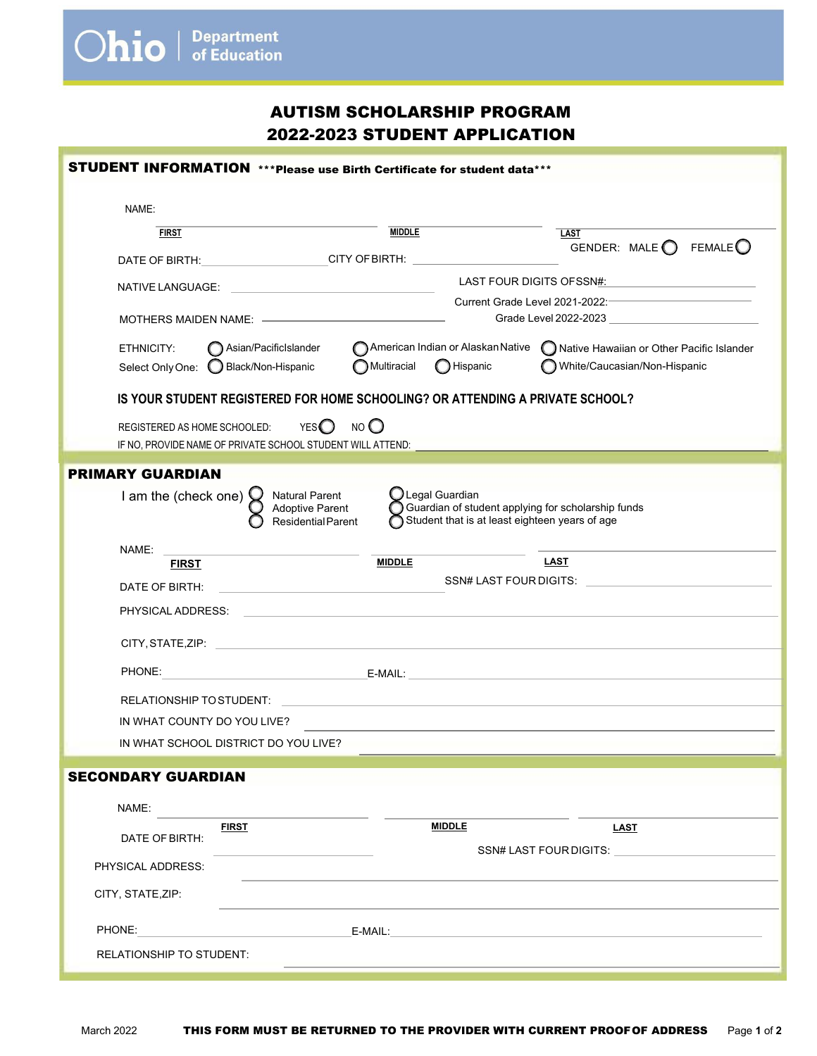Ohio | Department of Education

# AUTISM SCHOLARSHIP PROGRAM
# 2022-2023 STUDENT APPLICATION

## STUDENT INFORMATION ***Please use Birth Certificate for student data***

NAME: ____________________ ____________________ ____________________
FIRST MIDDLE LAST

GENDER: MALE ◯ FEMALE ◯

DATE OF BIRTH: ____________________ CITY OF BIRTH: ____________________

NATIVE LANGUAGE: ____________________ LAST FOUR DIGITS OF SSN#: ____________________

Current Grade Level 2021-2022: ____________________

MOTHERS MAIDEN NAME: ____________________ Grade Level 2022-2023 ____________________

ETHNICITY: Select Only One:

◯ Asian/Pacific Islander ◯ American Indian or Alaskan Native ◯ Native Hawaiian or Other Pacific Islander
◯ Black/Non-Hispanic ◯ Multiracial ◯ Hispanic ◯ White/Caucasian/Non-Hispanic

**IS YOUR STUDENT REGISTERED FOR HOME SCHOOLING? OR ATTENDING A PRIVATE SCHOOL?**

REGISTERED AS HOME SCHOOLED: YES ◯ NO ◯

IF NO, PROVIDE NAME OF PRIVATE SCHOOL STUDENT WILL ATTEND: ____________________

## PRIMARY GUARDIAN

I am the (check one)

◯ Natural Parent
◯ Adoptive Parent
◯ Residential Parent
◯ Legal Guardian
◯ Guardian of student applying for scholarship funds
◯ Student that is at least eighteen years of age

NAME: ____________________ ____________________ ____________________
FIRST MIDDLE LAST

DATE OF BIRTH: ____________________ SSN# LAST FOUR DIGITS: ____________________

PHYSICAL ADDRESS: ____________________

CITY, STATE, ZIP: ____________________

PHONE: ____________________ E-MAIL: ____________________

RELATIONSHIP TO STUDENT: ____________________

IN WHAT COUNTY DO YOU LIVE? ____________________

IN WHAT SCHOOL DISTRICT DO YOU LIVE? ____________________

## SECONDARY GUARDIAN

NAME: ____________________ ____________________ ____________________
FIRST MIDDLE LAST

DATE OF BIRTH: ____________________ SSN# LAST FOUR DIGITS: ____________________

PHYSICAL ADDRESS: ____________________

CITY, STATE, ZIP: ____________________

PHONE: ____________________ E-MAIL: ____________________

RELATIONSHIP TO STUDENT: ____________________

March 2022 **THIS FORM MUST BE RETURNED TO THE PROVIDER WITH CURRENT PROOF OF ADDRESS**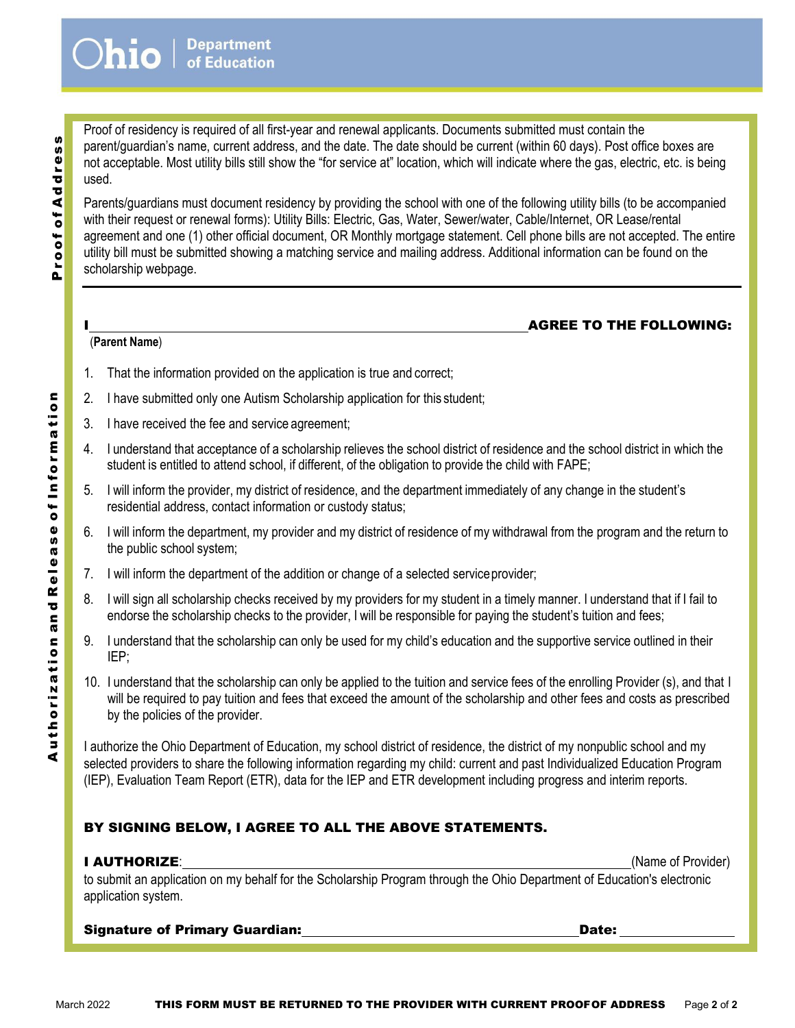**Proof of Address**

Proof of residency is required of all first-year and renewal applicants. Documents submitted must contain the parent/guardian's name, current address, and the date. The date should be current (within 60 days). Post office boxes are not acceptable. Most utility bills still show the "for service at" location, which will indicate where the gas, electric, etc. is being used.

Parents/guardians must document residency by providing the school with one of the following utility bills (to be accompanied with their request or renewal forms): Utility Bills: Electric, Gas, Water, Sewer/water, Cable/Internet, OR Lease/rental agreement and one (1) other official document, OR Monthly mortgage statement. Cell phone bills are not accepted. The entire utility bill must be submitted showing a matching service and mailing address. Additional information can be found on the scholarship webpage.

---

**Authorization and Release of Information**

**I** ______________________________________________ **AGREE TO THE FOLLOWING:**
(**Parent Name**)

1. That the information provided on the application is true and correct;
2. I have submitted only one Autism Scholarship application for this student;
3. I have received the fee and service agreement;
4. I understand that acceptance of a scholarship relieves the school district of residence and the school district in which the student is entitled to attend school, if different, of the obligation to provide the child with FAPE;
5. I will inform the provider, my district of residence, and the department immediately of any change in the student's residential address, contact information or custody status;
6. I will inform the department, my provider and my district of residence of my withdrawal from the program and the return to the public school system;
7. I will inform the department of the addition or change of a selected service provider;
8. I will sign all scholarship checks received by my providers for my student in a timely manner. I understand that if I fail to endorse the scholarship checks to the provider, I will be responsible for paying the student's tuition and fees;
9. I understand that the scholarship can only be used for my child's education and the supportive service outlined in their IEP;
10. I understand that the scholarship can only be applied to the tuition and service fees of the enrolling Provider (s), and that I will be required to pay tuition and fees that exceed the amount of the scholarship and other fees and costs as prescribed by the policies of the provider.

I authorize the Ohio Department of Education, my school district of residence, the district of my nonpublic school and my selected providers to share the following information regarding my child: current and past Individualized Education Program (IEP), Evaluation Team Report (ETR), data for the IEP and ETR development including progress and interim reports.

**BY SIGNING BELOW, I AGREE TO ALL THE ABOVE STATEMENTS.**

**I AUTHORIZE**: ______________________________________________ (Name of Provider)
to submit an application on my behalf for the Scholarship Program through the Ohio Department of Education's electronic application system.

**Signature of Primary Guardian:** ______________________________ **Date:** ______________

March 2022 **THIS FORM MUST BE RETURNED TO THE PROVIDER WITH CURRENT PROOF OF ADDRESS**